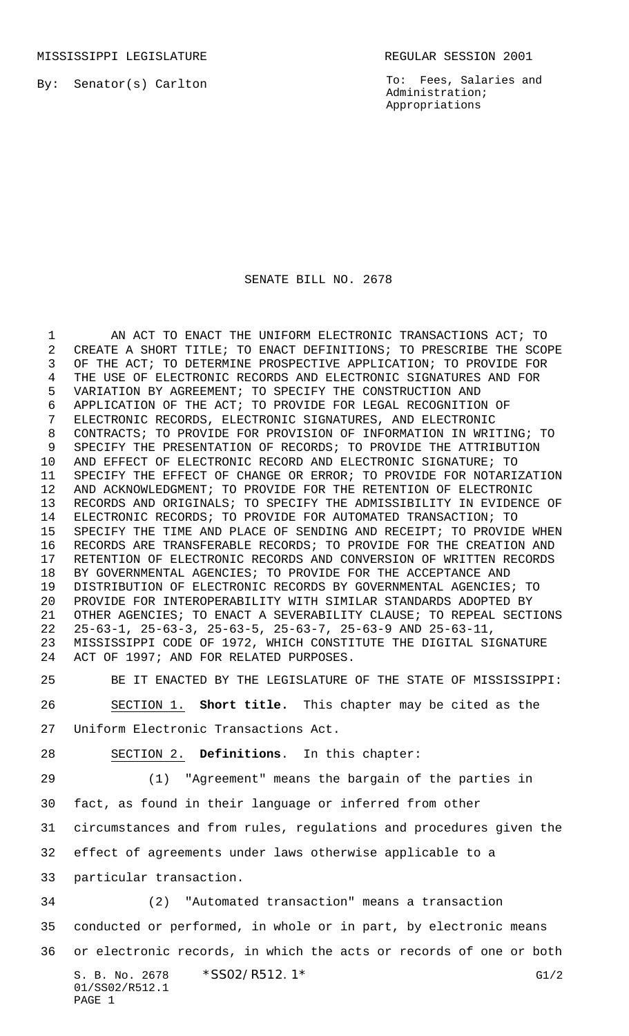MISSISSIPPI LEGISLATURE REGULAR SESSION 2001

By: Senator(s) Carlton

To: Fees, Salaries and Administration; Appropriations

# SENATE BILL NO. 2678

AN ACT TO ENACT THE UNIFORM ELECTRONIC TRANSACTIONS ACT; TO CREATE A SHORT TITLE; TO ENACT DEFINITIONS; TO PRESCRIBE THE SCOPE OF THE ACT; TO DETERMINE PROSPECTIVE APPLICATION; TO PROVIDE FOR THE USE OF ELECTRONIC RECORDS AND ELECTRONIC SIGNATURES AND FOR VARIATION BY AGREEMENT; TO SPECIFY THE CONSTRUCTION AND APPLICATION OF THE ACT; TO PROVIDE FOR LEGAL RECOGNITION OF ELECTRONIC RECORDS, ELECTRONIC SIGNATURES, AND ELECTRONIC CONTRACTS; TO PROVIDE FOR PROVISION OF INFORMATION IN WRITING; TO SPECIFY THE PRESENTATION OF RECORDS; TO PROVIDE THE ATTRIBUTION AND EFFECT OF ELECTRONIC RECORD AND ELECTRONIC SIGNATURE; TO SPECIFY THE EFFECT OF CHANGE OR ERROR; TO PROVIDE FOR NOTARIZATION AND ACKNOWLEDGMENT; TO PROVIDE FOR THE RETENTION OF ELECTRONIC RECORDS AND ORIGINALS; TO SPECIFY THE ADMISSIBILITY IN EVIDENCE OF ELECTRONIC RECORDS; TO PROVIDE FOR AUTOMATED TRANSACTION; TO SPECIFY THE TIME AND PLACE OF SENDING AND RECEIPT; TO PROVIDE WHEN RECORDS ARE TRANSFERABLE RECORDS; TO PROVIDE FOR THE CREATION AND RETENTION OF ELECTRONIC RECORDS AND CONVERSION OF WRITTEN RECORDS BY GOVERNMENTAL AGENCIES; TO PROVIDE FOR THE ACCEPTANCE AND DISTRIBUTION OF ELECTRONIC RECORDS BY GOVERNMENTAL AGENCIES; TO PROVIDE FOR INTEROPERABILITY WITH SIMILAR STANDARDS ADOPTED BY OTHER AGENCIES; TO ENACT A SEVERABILITY CLAUSE; TO REPEAL SECTIONS 25-63-1, 25-63-3, 25-63-5, 25-63-7, 25-63-9 AND 25-63-11, MISSISSIPPI CODE OF 1972, WHICH CONSTITUTE THE DIGITAL SIGNATURE ACT OF 1997; AND FOR RELATED PURPOSES.

BE IT ENACTED BY THE LEGISLATURE OF THE STATE OF MISSISSIPPI:

SECTION 1. **Short title.** This chapter may be cited as the Uniform Electronic Transactions Act.

SECTION 2. **Definitions**. In this chapter:

(1) "Agreement" means the bargain of the parties in fact, as found in their language or inferred from other circumstances and from rules, regulations and procedures given the effect of agreements under laws otherwise applicable to a particular transaction.

(2) "Automated transaction" means a transaction conducted or performed, in whole or in part, by electronic means or electronic records, in which the acts or records of one or both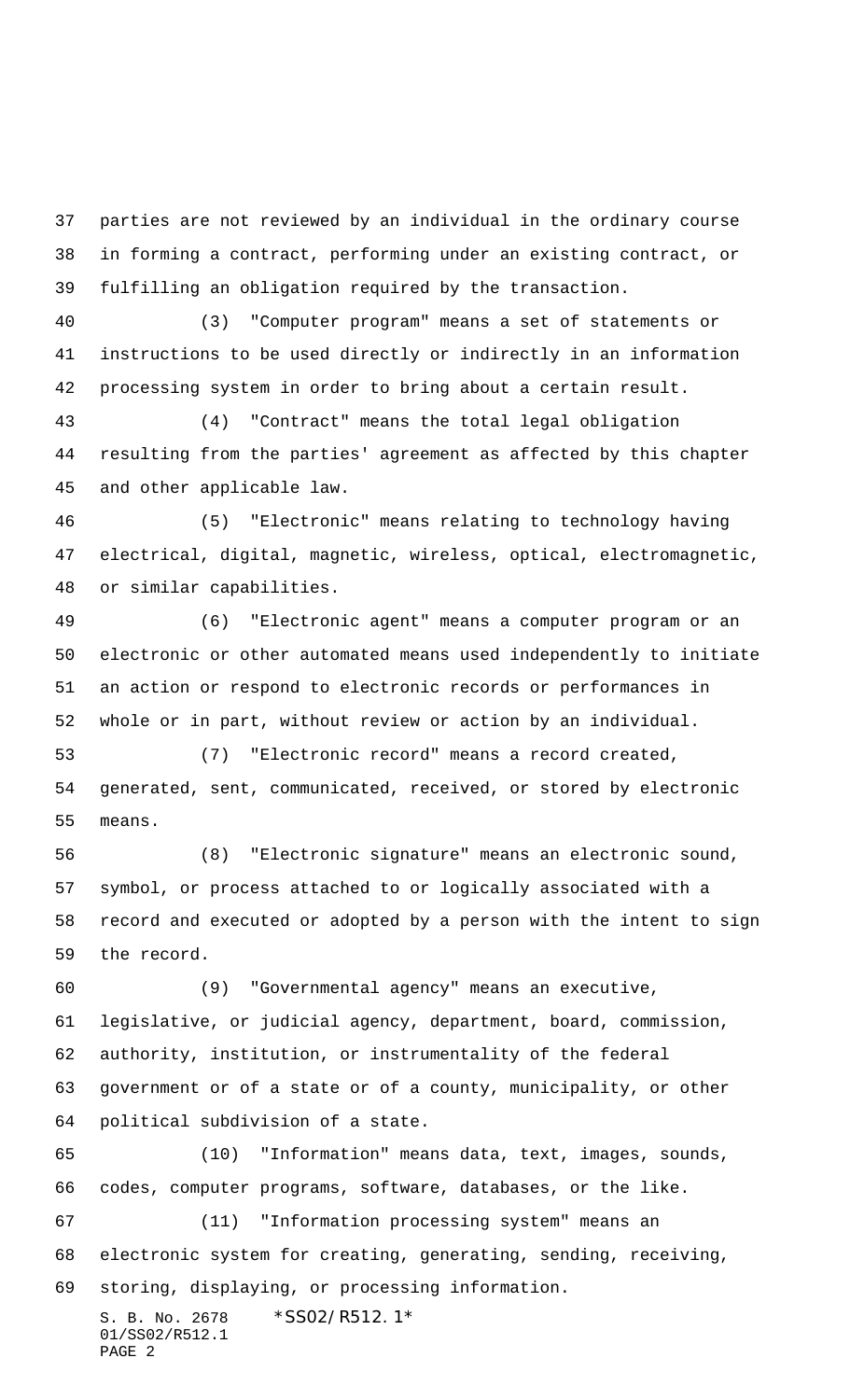parties are not reviewed by an individual in the ordinary course in forming a contract, performing under an existing contract, or fulfilling an obligation required by the transaction.

(3) "Computer program" means a set of statements or instructions to be used directly or indirectly in an information processing system in order to bring about a certain result.

(4) "Contract" means the total legal obligation resulting from the parties' agreement as affected by this chapter and other applicable law.

(5) "Electronic" means relating to technology having electrical, digital, magnetic, wireless, optical, electromagnetic, or similar capabilities.

(6) "Electronic agent" means a computer program or an electronic or other automated means used independently to initiate an action or respond to electronic records or performances in whole or in part, without review or action by an individual.

(7) "Electronic record" means a record created, generated, sent, communicated, received, or stored by electronic means.

(8) "Electronic signature" means an electronic sound, symbol, or process attached to or logically associated with a record and executed or adopted by a person with the intent to sign the record.

(9) "Governmental agency" means an executive, legislative, or judicial agency, department, board, commission, authority, institution, or instrumentality of the federal government or of a state or of a county, municipality, or other political subdivision of a state.

(10) "Information" means data, text, images, sounds, codes, computer programs, software, databases, or the like.

(11) "Information processing system" means an electronic system for creating, generating, sending, receiving, storing, displaying, or processing information.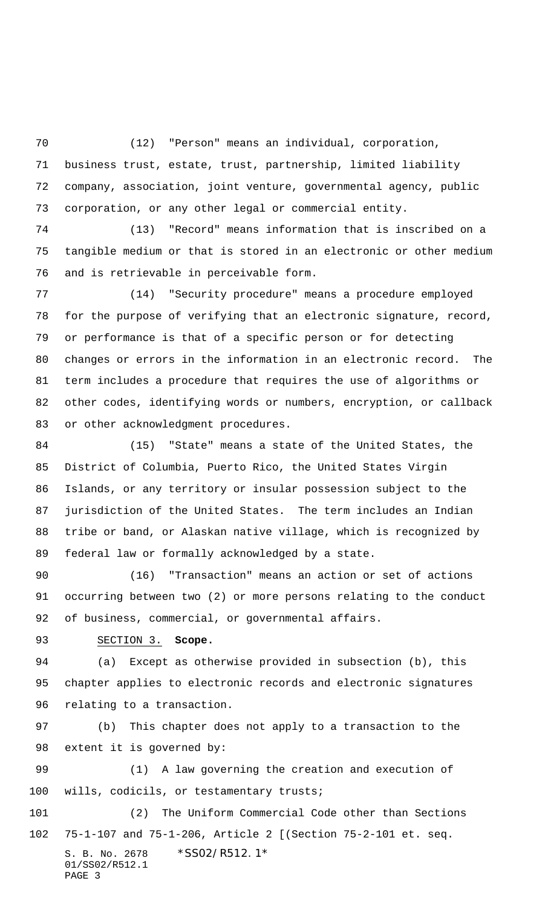(12) "Person" means an individual, corporation, business trust, estate, trust, partnership, limited liability company, association, joint venture, governmental agency, public corporation, or any other legal or commercial entity.

(13) "Record" means information that is inscribed on a tangible medium or that is stored in an electronic or other medium and is retrievable in perceivable form.

(14) "Security procedure" means a procedure employed for the purpose of verifying that an electronic signature, record, or performance is that of a specific person or for detecting changes or errors in the information in an electronic record. The term includes a procedure that requires the use of algorithms or other codes, identifying words or numbers, encryption, or callback or other acknowledgment procedures.

(15) "State" means a state of the United States, the District of Columbia, Puerto Rico, the United States Virgin Islands, or any territory or insular possession subject to the jurisdiction of the United States. The term includes an Indian tribe or band, or Alaskan native village, which is recognized by federal law or formally acknowledged by a state.

(16) "Transaction" means an action or set of actions occurring between two (2) or more persons relating to the conduct of business, commercial, or governmental affairs.

SECTION 3. **Scope.**

(a) Except as otherwise provided in subsection (b), this chapter applies to electronic records and electronic signatures relating to a transaction.

(b) This chapter does not apply to a transaction to the extent it is governed by:

(1) A law governing the creation and execution of wills, codicils, or testamentary trusts;

(2) The Uniform Commercial Code other than Sections 75-1-107 and 75-1-206, Article 2 [(Section 75-2-101 et. seq.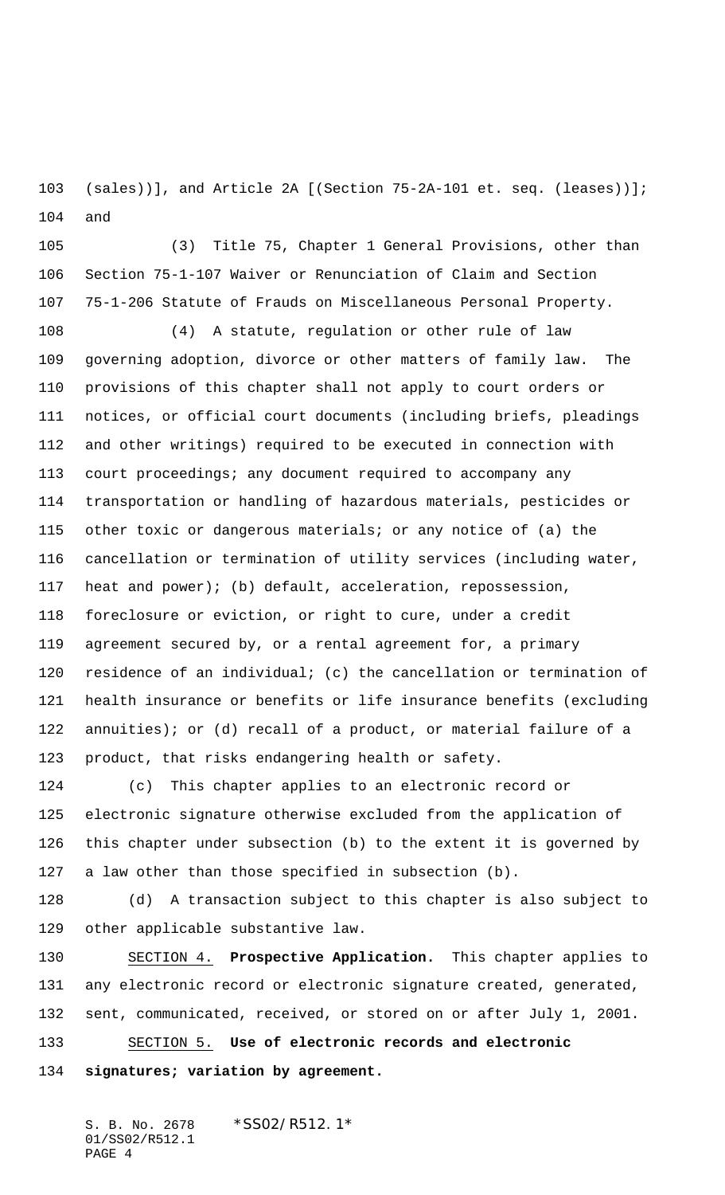(sales))], and Article 2A [(Section 75-2A-101 et. seq. (leases))]; and

(3) Title 75, Chapter 1 General Provisions, other than Section 75-1-107 Waiver or Renunciation of Claim and Section 75-1-206 Statute of Frauds on Miscellaneous Personal Property.

(4) A statute, regulation or other rule of law governing adoption, divorce or other matters of family law. The provisions of this chapter shall not apply to court orders or notices, or official court documents (including briefs, pleadings and other writings) required to be executed in connection with court proceedings; any document required to accompany any transportation or handling of hazardous materials, pesticides or other toxic or dangerous materials; or any notice of (a) the cancellation or termination of utility services (including water, heat and power); (b) default, acceleration, repossession, foreclosure or eviction, or right to cure, under a credit agreement secured by, or a rental agreement for, a primary residence of an individual; (c) the cancellation or termination of health insurance or benefits or life insurance benefits (excluding annuities); or (d) recall of a product, or material failure of a product, that risks endangering health or safety.

(c) This chapter applies to an electronic record or electronic signature otherwise excluded from the application of this chapter under subsection (b) to the extent it is governed by a law other than those specified in subsection (b).

(d) A transaction subject to this chapter is also subject to other applicable substantive law.

SECTION 4. **Prospective Application.** This chapter applies to any electronic record or electronic signature created, generated, sent, communicated, received, or stored on or after July 1, 2001.

SECTION 5. **Use of electronic records and electronic signatures; variation by agreement.**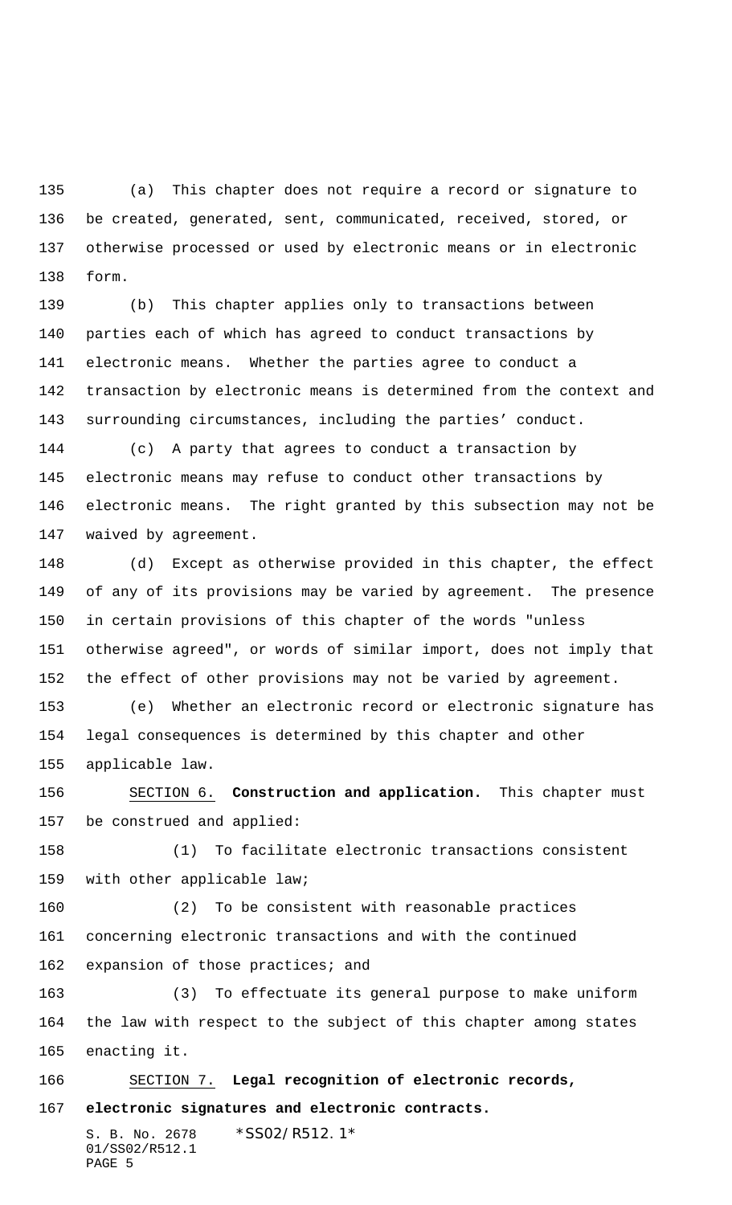(a) This chapter does not require a record or signature to be created, generated, sent, communicated, received, stored, or otherwise processed or used by electronic means or in electronic form.

(b) This chapter applies only to transactions between parties each of which has agreed to conduct transactions by electronic means. Whether the parties agree to conduct a transaction by electronic means is determined from the context and surrounding circumstances, including the parties' conduct.

(c) A party that agrees to conduct a transaction by electronic means may refuse to conduct other transactions by electronic means. The right granted by this subsection may not be waived by agreement.

(d) Except as otherwise provided in this chapter, the effect of any of its provisions may be varied by agreement. The presence in certain provisions of this chapter of the words "unless otherwise agreed", or words of similar import, does not imply that the effect of other provisions may not be varied by agreement.

(e) Whether an electronic record or electronic signature has legal consequences is determined by this chapter and other applicable law.

SECTION 6. **Construction and application.** This chapter must be construed and applied:

(1) To facilitate electronic transactions consistent with other applicable law;

(2) To be consistent with reasonable practices concerning electronic transactions and with the continued expansion of those practices; and

(3) To effectuate its general purpose to make uniform the law with respect to the subject of this chapter among states enacting it.

SECTION 7. **Legal recognition of electronic records, electronic signatures and electronic contracts.**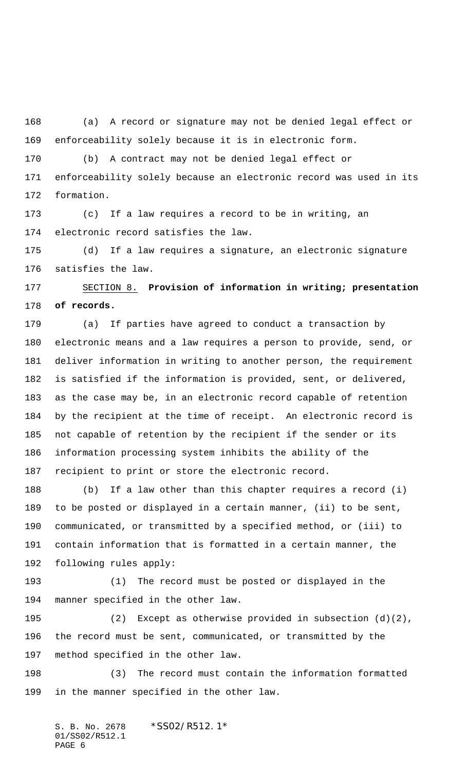(a) A record or signature may not be denied legal effect or enforceability solely because it is in electronic form.

(b) A contract may not be denied legal effect or enforceability solely because an electronic record was used in its formation.

(c) If a law requires a record to be in writing, an electronic record satisfies the law.

(d) If a law requires a signature, an electronic signature satisfies the law.

SECTION 8. **Provision of information in writing; presentation of records.**

(a) If parties have agreed to conduct a transaction by electronic means and a law requires a person to provide, send, or deliver information in writing to another person, the requirement is satisfied if the information is provided, sent, or delivered, as the case may be, in an electronic record capable of retention by the recipient at the time of receipt. An electronic record is not capable of retention by the recipient if the sender or its information processing system inhibits the ability of the recipient to print or store the electronic record.

(b) If a law other than this chapter requires a record (i) to be posted or displayed in a certain manner, (ii) to be sent, communicated, or transmitted by a specified method, or (iii) to contain information that is formatted in a certain manner, the following rules apply:

(1) The record must be posted or displayed in the manner specified in the other law.

(2) Except as otherwise provided in subsection (d)(2), the record must be sent, communicated, or transmitted by the method specified in the other law.

(3) The record must contain the information formatted in the manner specified in the other law.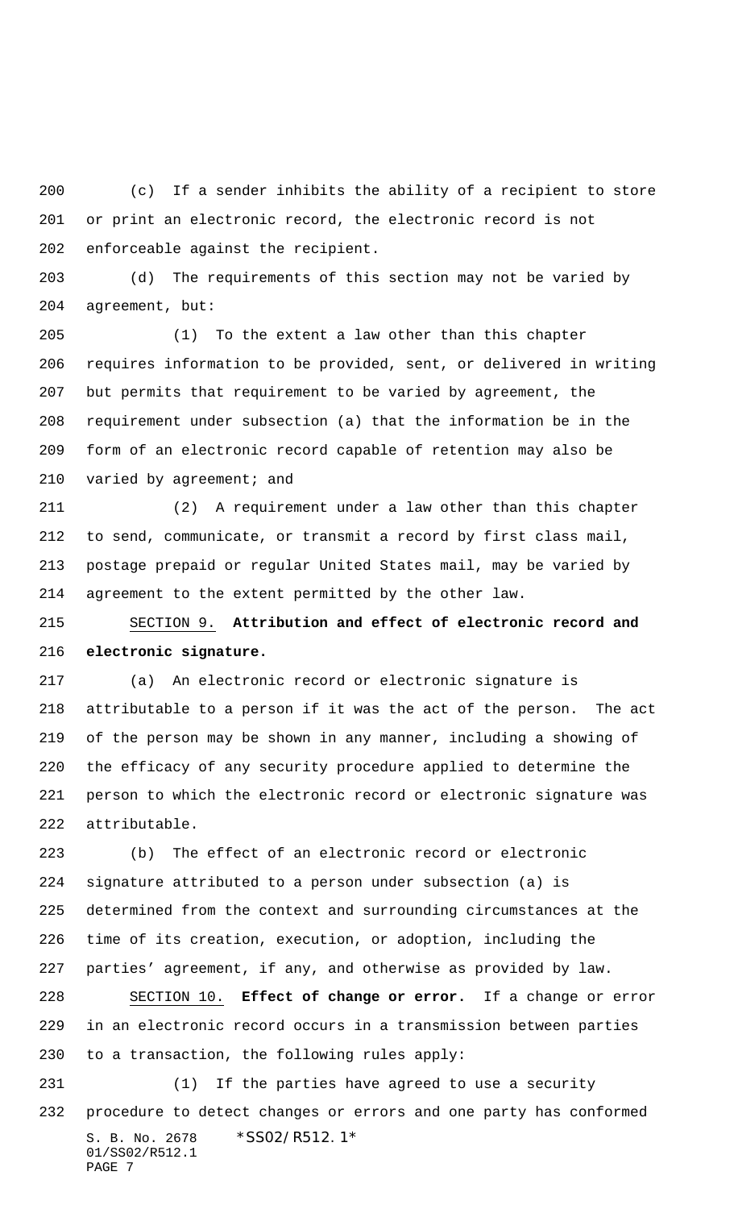(c) If a sender inhibits the ability of a recipient to store or print an electronic record, the electronic record is not enforceable against the recipient.

(d) The requirements of this section may not be varied by agreement, but:

(1) To the extent a law other than this chapter requires information to be provided, sent, or delivered in writing but permits that requirement to be varied by agreement, the requirement under subsection (a) that the information be in the form of an electronic record capable of retention may also be varied by agreement; and

(2) A requirement under a law other than this chapter to send, communicate, or transmit a record by first class mail, postage prepaid or regular United States mail, may be varied by agreement to the extent permitted by the other law.

SECTION 9. **Attribution and effect of electronic record and electronic signature.**

(a) An electronic record or electronic signature is attributable to a person if it was the act of the person. The act of the person may be shown in any manner, including a showing of the efficacy of any security procedure applied to determine the person to which the electronic record or electronic signature was attributable.

(b) The effect of an electronic record or electronic signature attributed to a person under subsection (a) is determined from the context and surrounding circumstances at the time of its creation, execution, or adoption, including the parties' agreement, if any, and otherwise as provided by law.

SECTION 10. **Effect of change or error.** If a change or error in an electronic record occurs in a transmission between parties to a transaction, the following rules apply:

(1) If the parties have agreed to use a security procedure to detect changes or errors and one party has conformed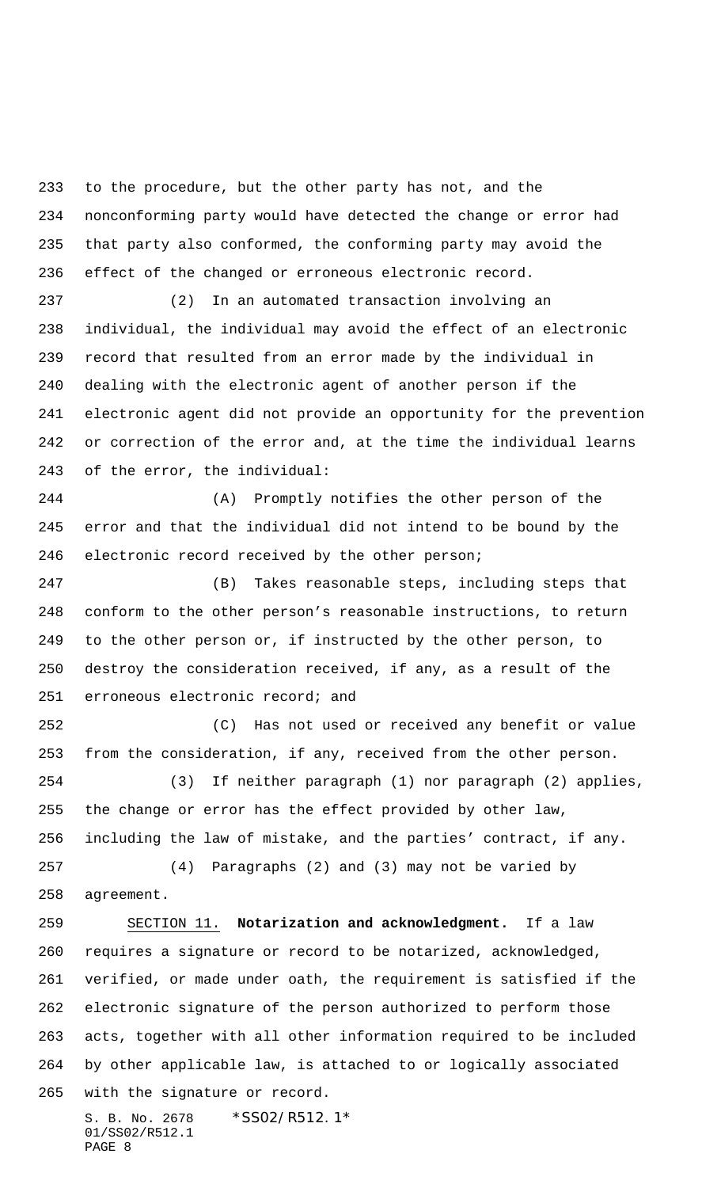to the procedure, but the other party has not, and the nonconforming party would have detected the change or error had that party also conformed, the conforming party may avoid the effect of the changed or erroneous electronic record.

(2) In an automated transaction involving an individual, the individual may avoid the effect of an electronic record that resulted from an error made by the individual in dealing with the electronic agent of another person if the electronic agent did not provide an opportunity for the prevention or correction of the error and, at the time the individual learns of the error, the individual:

(A) Promptly notifies the other person of the error and that the individual did not intend to be bound by the electronic record received by the other person;

(B) Takes reasonable steps, including steps that conform to the other person's reasonable instructions, to return to the other person or, if instructed by the other person, to destroy the consideration received, if any, as a result of the erroneous electronic record; and

(C) Has not used or received any benefit or value from the consideration, if any, received from the other person.

(3) If neither paragraph (1) nor paragraph (2) applies, the change or error has the effect provided by other law, including the law of mistake, and the parties' contract, if any.

(4) Paragraphs (2) and (3) may not be varied by agreement.

SECTION 11. **Notarization and acknowledgment.** If a law requires a signature or record to be notarized, acknowledged, verified, or made under oath, the requirement is satisfied if the electronic signature of the person authorized to perform those acts, together with all other information required to be included by other applicable law, is attached to or logically associated with the signature or record.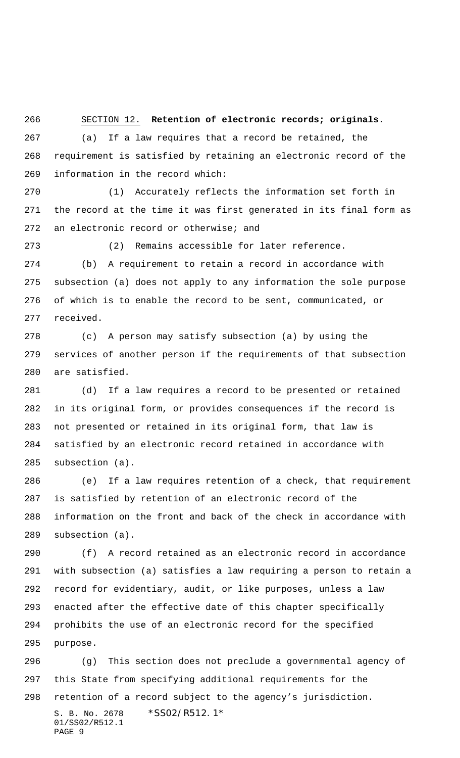SECTION 12. **Retention of electronic records; originals.**

(a) If a law requires that a record be retained, the requirement is satisfied by retaining an electronic record of the information in the record which:

(1) Accurately reflects the information set forth in the record at the time it was first generated in its final form as an electronic record or otherwise; and

(2) Remains accessible for later reference.

(b) A requirement to retain a record in accordance with subsection (a) does not apply to any information the sole purpose of which is to enable the record to be sent, communicated, or received.

(c) A person may satisfy subsection (a) by using the services of another person if the requirements of that subsection are satisfied.

(d) If a law requires a record to be presented or retained in its original form, or provides consequences if the record is not presented or retained in its original form, that law is satisfied by an electronic record retained in accordance with subsection (a).

(e) If a law requires retention of a check, that requirement is satisfied by retention of an electronic record of the information on the front and back of the check in accordance with subsection (a).

(f) A record retained as an electronic record in accordance with subsection (a) satisfies a law requiring a person to retain a record for evidentiary, audit, or like purposes, unless a law enacted after the effective date of this chapter specifically prohibits the use of an electronic record for the specified purpose.

(g) This section does not preclude a governmental agency of this State from specifying additional requirements for the retention of a record subject to the agency's jurisdiction.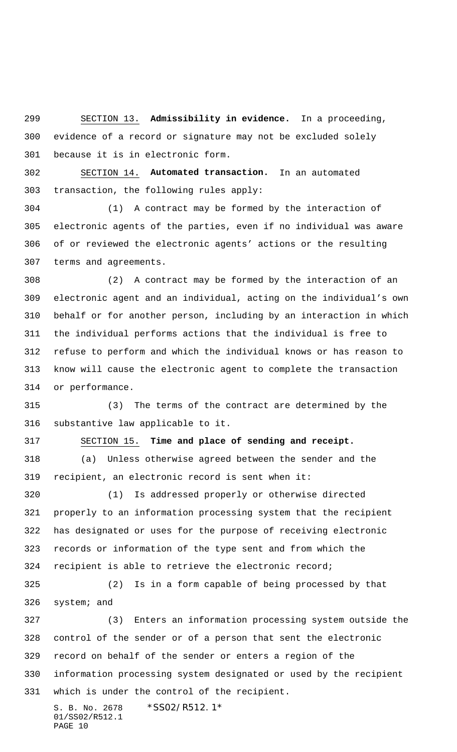SECTION 13. **Admissibility in evidence.** In a proceeding, evidence of a record or signature may not be excluded solely because it is in electronic form.

SECTION 14. **Automated transaction.** In an automated transaction, the following rules apply:

(1) A contract may be formed by the interaction of electronic agents of the parties, even if no individual was aware of or reviewed the electronic agents' actions or the resulting terms and agreements.

(2) A contract may be formed by the interaction of an electronic agent and an individual, acting on the individual's own behalf or for another person, including by an interaction in which the individual performs actions that the individual is free to refuse to perform and which the individual knows or has reason to know will cause the electronic agent to complete the transaction or performance.

(3) The terms of the contract are determined by the substantive law applicable to it.

SECTION 15. **Time and place of sending and receipt.**

(a) Unless otherwise agreed between the sender and the recipient, an electronic record is sent when it:

(1) Is addressed properly or otherwise directed properly to an information processing system that the recipient has designated or uses for the purpose of receiving electronic records or information of the type sent and from which the recipient is able to retrieve the electronic record;

(2) Is in a form capable of being processed by that system; and

(3) Enters an information processing system outside the control of the sender or of a person that sent the electronic record on behalf of the sender or enters a region of the information processing system designated or used by the recipient which is under the control of the recipient.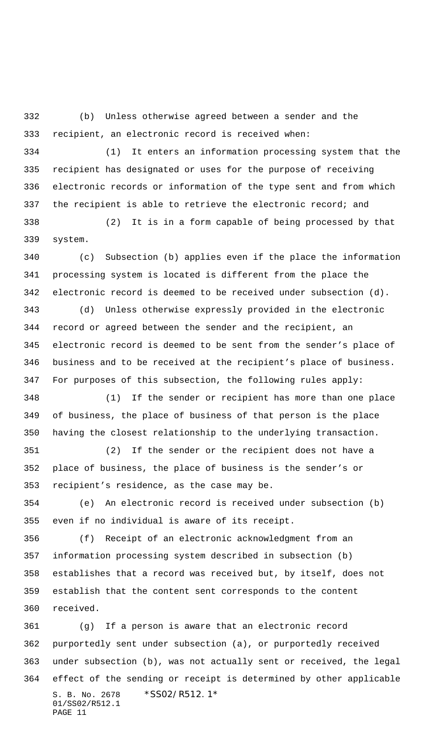(b) Unless otherwise agreed between a sender and the recipient, an electronic record is received when:

(1) It enters an information processing system that the recipient has designated or uses for the purpose of receiving electronic records or information of the type sent and from which the recipient is able to retrieve the electronic record; and

(2) It is in a form capable of being processed by that system.

(c) Subsection (b) applies even if the place the information processing system is located is different from the place the electronic record is deemed to be received under subsection (d).

(d) Unless otherwise expressly provided in the electronic record or agreed between the sender and the recipient, an electronic record is deemed to be sent from the sender's place of business and to be received at the recipient's place of business. For purposes of this subsection, the following rules apply:

(1) If the sender or recipient has more than one place of business, the place of business of that person is the place having the closest relationship to the underlying transaction.

(2) If the sender or the recipient does not have a place of business, the place of business is the sender's or recipient's residence, as the case may be.

(e) An electronic record is received under subsection (b) even if no individual is aware of its receipt.

(f) Receipt of an electronic acknowledgment from an information processing system described in subsection (b) establishes that a record was received but, by itself, does not establish that the content sent corresponds to the content received.

(g) If a person is aware that an electronic record purportedly sent under subsection (a), or purportedly received under subsection (b), was not actually sent or received, the legal effect of the sending or receipt is determined by other applicable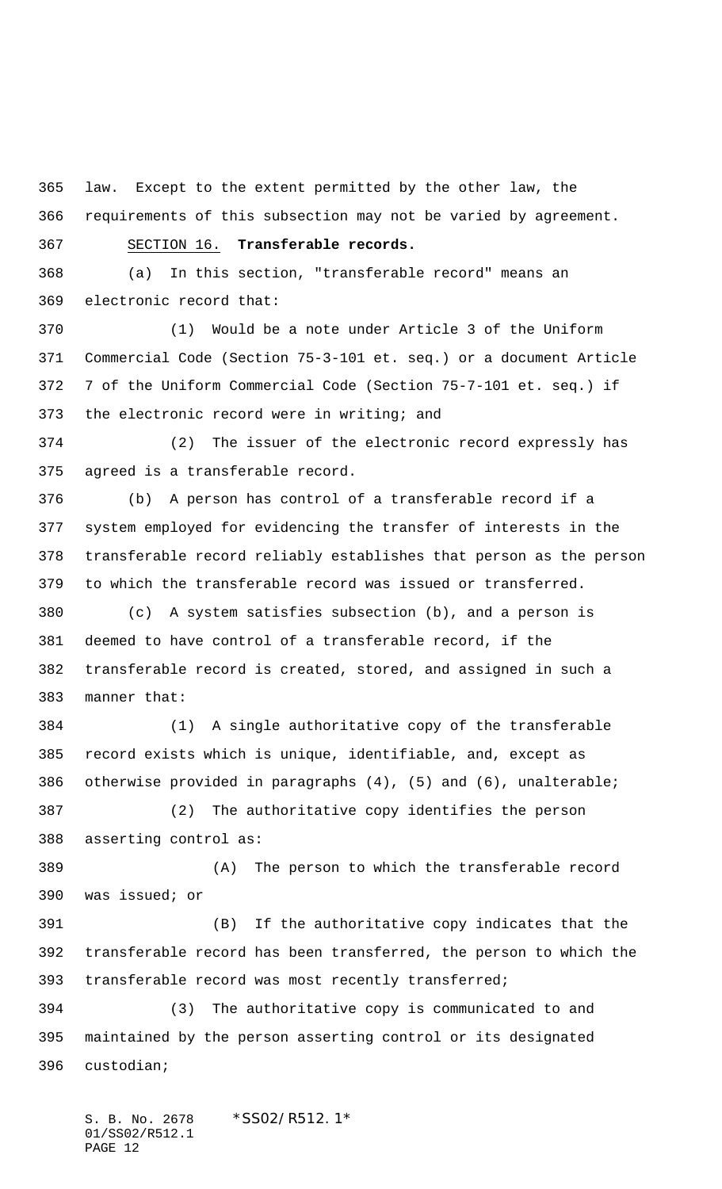law. Except to the extent permitted by the other law, the requirements of this subsection may not be varied by agreement.

SECTION 16. **Transferable records.**

(a) In this section, "transferable record" means an electronic record that:

(1) Would be a note under Article 3 of the Uniform Commercial Code (Section 75-3-101 et. seq.) or a document Article 7 of the Uniform Commercial Code (Section 75-7-101 et. seq.) if the electronic record were in writing; and

(2) The issuer of the electronic record expressly has agreed is a transferable record.

(b) A person has control of a transferable record if a system employed for evidencing the transfer of interests in the transferable record reliably establishes that person as the person to which the transferable record was issued or transferred.

(c) A system satisfies subsection (b), and a person is deemed to have control of a transferable record, if the transferable record is created, stored, and assigned in such a manner that:

(1) A single authoritative copy of the transferable record exists which is unique, identifiable, and, except as otherwise provided in paragraphs (4), (5) and (6), unalterable;

(2) The authoritative copy identifies the person asserting control as:

(A) The person to which the transferable record was issued; or

(B) If the authoritative copy indicates that the transferable record has been transferred, the person to which the transferable record was most recently transferred;

(3) The authoritative copy is communicated to and maintained by the person asserting control or its designated custodian;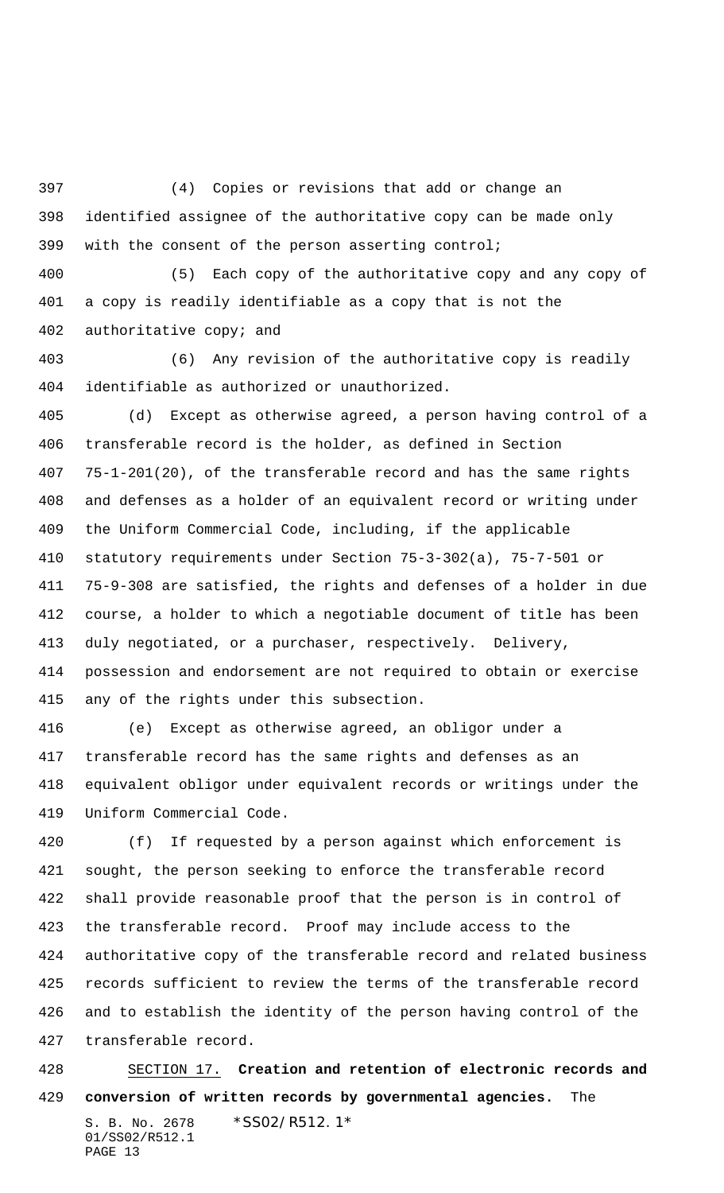(4) Copies or revisions that add or change an identified assignee of the authoritative copy can be made only with the consent of the person asserting control;

(5) Each copy of the authoritative copy and any copy of a copy is readily identifiable as a copy that is not the authoritative copy; and

(6) Any revision of the authoritative copy is readily identifiable as authorized or unauthorized.

(d) Except as otherwise agreed, a person having control of a transferable record is the holder, as defined in Section 75-1-201(20), of the transferable record and has the same rights and defenses as a holder of an equivalent record or writing under the Uniform Commercial Code, including, if the applicable statutory requirements under Section 75-3-302(a), 75-7-501 or 75-9-308 are satisfied, the rights and defenses of a holder in due course, a holder to which a negotiable document of title has been duly negotiated, or a purchaser, respectively. Delivery, possession and endorsement are not required to obtain or exercise any of the rights under this subsection.

(e) Except as otherwise agreed, an obligor under a transferable record has the same rights and defenses as an equivalent obligor under equivalent records or writings under the Uniform Commercial Code.

(f) If requested by a person against which enforcement is sought, the person seeking to enforce the transferable record shall provide reasonable proof that the person is in control of the transferable record. Proof may include access to the authoritative copy of the transferable record and related business records sufficient to review the terms of the transferable record and to establish the identity of the person having control of the transferable record.

SECTION 17. **Creation and retention of electronic records and conversion of written records by governmental agencies.** The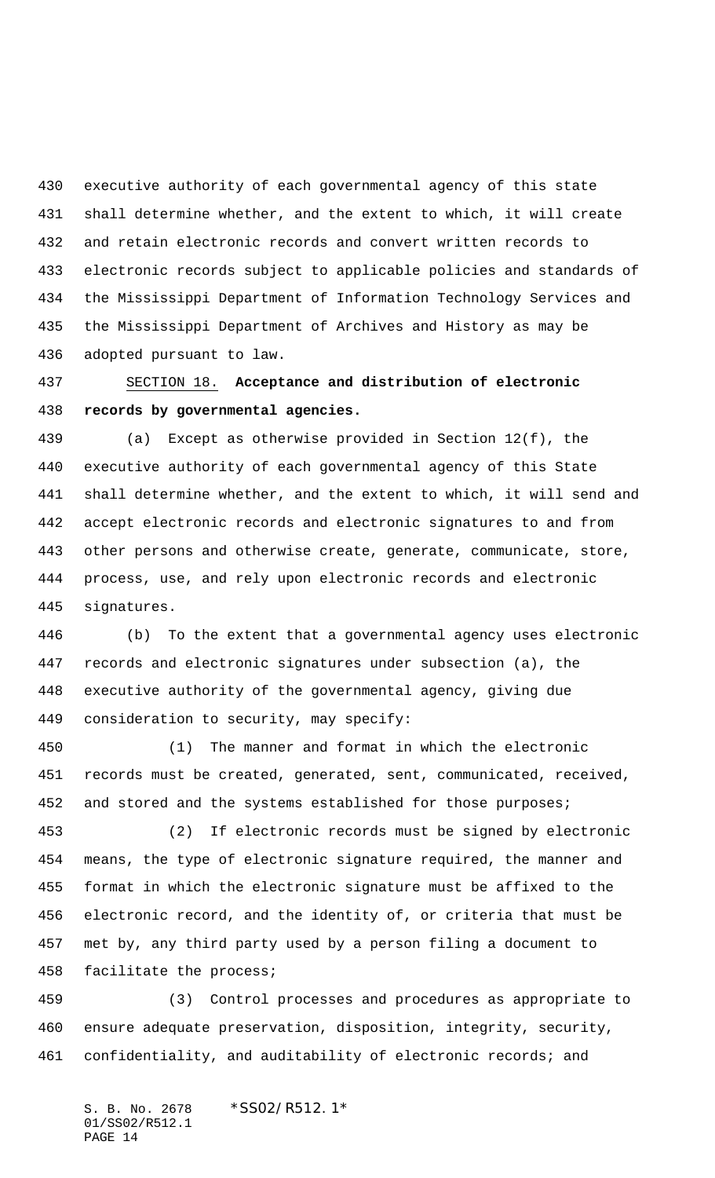executive authority of each governmental agency of this state shall determine whether, and the extent to which, it will create and retain electronic records and convert written records to electronic records subject to applicable policies and standards of the Mississippi Department of Information Technology Services and the Mississippi Department of Archives and History as may be adopted pursuant to law.

SECTION 18. **Acceptance and distribution of electronic records by governmental agencies.**

(a) Except as otherwise provided in Section 12(f), the executive authority of each governmental agency of this State shall determine whether, and the extent to which, it will send and accept electronic records and electronic signatures to and from other persons and otherwise create, generate, communicate, store, process, use, and rely upon electronic records and electronic signatures.

(b) To the extent that a governmental agency uses electronic records and electronic signatures under subsection (a), the executive authority of the governmental agency, giving due consideration to security, may specify:

(1) The manner and format in which the electronic records must be created, generated, sent, communicated, received, and stored and the systems established for those purposes;

(2) If electronic records must be signed by electronic means, the type of electronic signature required, the manner and format in which the electronic signature must be affixed to the electronic record, and the identity of, or criteria that must be met by, any third party used by a person filing a document to facilitate the process;

(3) Control processes and procedures as appropriate to ensure adequate preservation, disposition, integrity, security, confidentiality, and auditability of electronic records; and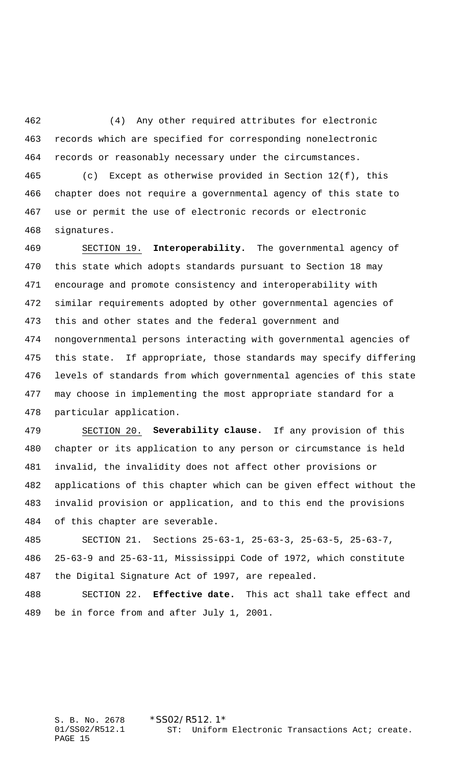(4) Any other required attributes for electronic records which are specified for corresponding nonelectronic records or reasonably necessary under the circumstances.

(c) Except as otherwise provided in Section 12(f), this chapter does not require a governmental agency of this state to use or permit the use of electronic records or electronic signatures.

SECTION 19. **Interoperability.** The governmental agency of this state which adopts standards pursuant to Section 18 may encourage and promote consistency and interoperability with similar requirements adopted by other governmental agencies of this and other states and the federal government and nongovernmental persons interacting with governmental agencies of this state. If appropriate, those standards may specify differing levels of standards from which governmental agencies of this state may choose in implementing the most appropriate standard for a particular application.

SECTION 20. **Severability clause.** If any provision of this chapter or its application to any person or circumstance is held invalid, the invalidity does not affect other provisions or applications of this chapter which can be given effect without the invalid provision or application, and to this end the provisions of this chapter are severable.

SECTION 21. Sections 25-63-1, 25-63-3, 25-63-5, 25-63-7, 25-63-9 and 25-63-11, Mississippi Code of 1972, which constitute the Digital Signature Act of 1997, are repealed.

SECTION 22. **Effective date.** This act shall take effect and be in force from and after July 1, 2001.

S. B. No. 2678 *SS02/R512.1*
01/SS02/R512.1 ST: Uniform Electronic Transactions Act; create.